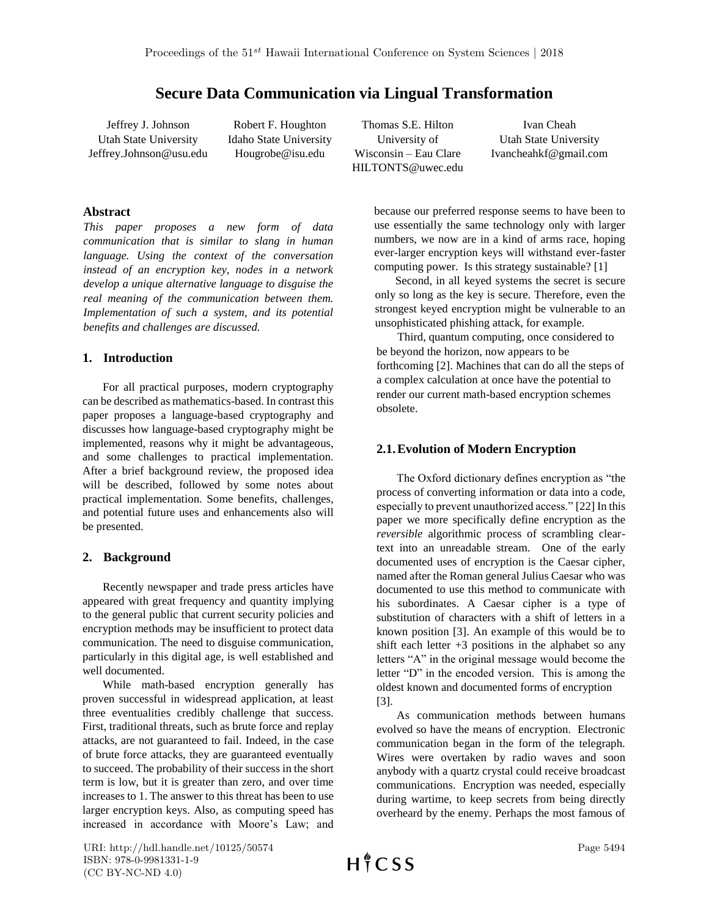# Secure Data Communication via Lingual Transformation

| Jeffrey J. Johnson | Robert F. Houghton | Thomas S.E. Hilton | Ivan Cheah |
|---|---|---|---|
| Utah State University | Idaho State University | University of Wisconsin – Eau Clare | Utah State University |
| Jeffrey.Johnson@usu.edu | Hougrobe@isu.edu | HILTONTS@uwec.edu | Ivancheahkf@gmail.com |

## Abstract

*This paper proposes a new form of data communication that is similar to slang in human language. Using the context of the conversation instead of an encryption key, nodes in a network develop a unique alternative language to disguise the real meaning of the communication between them. Implementation of such a system, and its potential benefits and challenges are discussed.*

## 1. Introduction

For all practical purposes, modern cryptography can be described as mathematics-based. In contrast this paper proposes a language-based cryptography and discusses how language-based cryptography might be implemented, reasons why it might be advantageous, and some challenges to practical implementation. After a brief background review, the proposed idea will be described, followed by some notes about practical implementation. Some benefits, challenges, and potential future uses and enhancements also will be presented.

## 2. Background

Recently newspaper and trade press articles have appeared with great frequency and quantity implying to the general public that current security policies and encryption methods may be insufficient to protect data communication. The need to disguise communication, particularly in this digital age, is well established and well documented.

While math-based encryption generally has proven successful in widespread application, at least three eventualities credibly challenge that success. First, traditional threats, such as brute force and replay attacks, are not guaranteed to fail. Indeed, in the case of brute force attacks, they are guaranteed eventually to succeed. The probability of their success in the short term is low, but it is greater than zero, and over time increases to 1. The answer to this threat has been to use larger encryption keys. Also, as computing speed has increased in accordance with Moore's Law; and because our preferred response seems to have been to use essentially the same technology only with larger numbers, we now are in a kind of arms race, hoping ever-larger encryption keys will withstand ever-faster computing power. Is this strategy sustainable? [1]

Second, in all keyed systems the secret is secure only so long as the key is secure. Therefore, even the strongest keyed encryption might be vulnerable to an unsophisticated phishing attack, for example.

Third, quantum computing, once considered to be beyond the horizon, now appears to be forthcoming [2]. Machines that can do all the steps of a complex calculation at once have the potential to render our current math-based encryption schemes obsolete.

### 2.1. Evolution of Modern Encryption

The Oxford dictionary defines encryption as "the process of converting information or data into a code, especially to prevent unauthorized access." [22] In this paper we more specifically define encryption as the *reversible* algorithmic process of scrambling clear-text into an unreadable stream. One of the early documented uses of encryption is the Caesar cipher, named after the Roman general Julius Caesar who was documented to use this method to communicate with his subordinates. A Caesar cipher is a type of substitution of characters with a shift of letters in a known position [3]. An example of this would be to shift each letter +3 positions in the alphabet so any letters "A" in the original message would become the letter "D" in the encoded version. This is among the oldest known and documented forms of encryption [3].

As communication methods between humans evolved so have the means of encryption. Electronic communication began in the form of the telegraph. Wires were overtaken by radio waves and soon anybody with a quartz crystal could receive broadcast communications. Encryption was needed, especially during wartime, to keep secrets from being directly overheard by the enemy. Perhaps the most famous of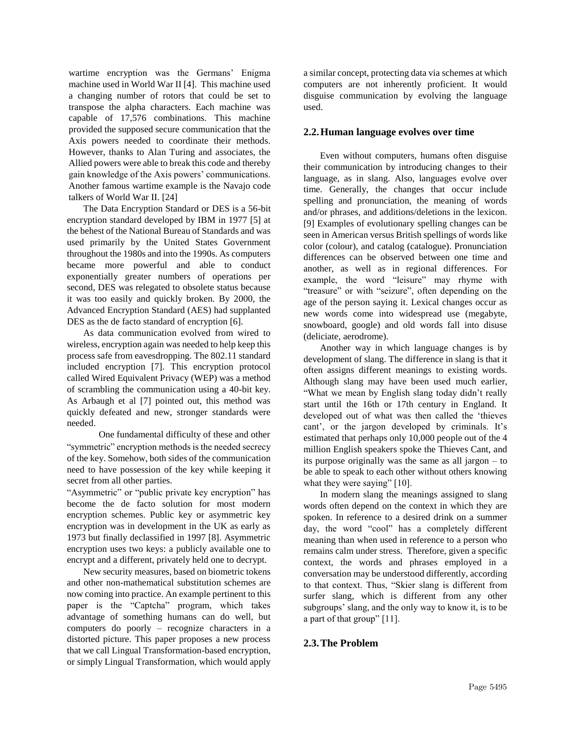wartime encryption was the Germans' Enigma machine used in World War II [4]. This machine used a changing number of rotors that could be set to transpose the alpha characters. Each machine was capable of 17,576 combinations. This machine provided the supposed secure communication that the Axis powers needed to coordinate their methods. However, thanks to Alan Turing and associates, the Allied powers were able to break this code and thereby gain knowledge of the Axis powers' communications. Another famous wartime example is the Navajo code talkers of World War II. [24]

The Data Encryption Standard or DES is a 56-bit encryption standard developed by IBM in 1977 [5] at the behest of the National Bureau of Standards and was used primarily by the United States Government throughout the 1980s and into the 1990s. As computers became more powerful and able to conduct exponentially greater numbers of operations per second, DES was relegated to obsolete status because it was too easily and quickly broken. By 2000, the Advanced Encryption Standard (AES) had supplanted DES as the de facto standard of encryption [6].

As data communication evolved from wired to wireless, encryption again was needed to help keep this process safe from eavesdropping. The 802.11 standard included encryption [7]. This encryption protocol called Wired Equivalent Privacy (WEP) was a method of scrambling the communication using a 40-bit key. As Arbaugh et al [7] pointed out, this method was quickly defeated and new, stronger standards were needed.

One fundamental difficulty of these and other "symmetric" encryption methods is the needed secrecy of the key. Somehow, both sides of the communication need to have possession of the key while keeping it secret from all other parties.

"Asymmetric" or "public private key encryption" has become the de facto solution for most modern encryption schemes. Public key or asymmetric key encryption was in development in the UK as early as 1973 but finally declassified in 1997 [8]. Asymmetric encryption uses two keys: a publicly available one to encrypt and a different, privately held one to decrypt.

New security measures, based on biometric tokens and other non-mathematical substitution schemes are now coming into practice. An example pertinent to this paper is the "Captcha" program, which takes advantage of something humans can do well, but computers do poorly – recognize characters in a distorted picture. This paper proposes a new process that we call Lingual Transformation-based encryption, or simply Lingual Transformation, which would apply a similar concept, protecting data via schemes at which computers are not inherently proficient. It would disguise communication by evolving the language used.

## 2.2. Human language evolves over time

Even without computers, humans often disguise their communication by introducing changes to their language, as in slang. Also, languages evolve over time. Generally, the changes that occur include spelling and pronunciation, the meaning of words and/or phrases, and additions/deletions in the lexicon. [9] Examples of evolutionary spelling changes can be seen in American versus British spellings of words like color (colour), and catalog (catalogue). Pronunciation differences can be observed between one time and another, as well as in regional differences. For example, the word "leisure" may rhyme with "treasure" or with "seizure", often depending on the age of the person saying it. Lexical changes occur as new words come into widespread use (megabyte, snowboard, google) and old words fall into disuse (deliciate, aerodrome).

Another way in which language changes is by development of slang. The difference in slang is that it often assigns different meanings to existing words. Although slang may have been used much earlier, "What we mean by English slang today didn't really start until the 16th or 17th century in England. It developed out of what was then called the 'thieves cant', or the jargon developed by criminals. It's estimated that perhaps only 10,000 people out of the 4 million English speakers spoke the Thieves Cant, and its purpose originally was the same as all jargon – to be able to speak to each other without others knowing what they were saying" [10].

In modern slang the meanings assigned to slang words often depend on the context in which they are spoken. In reference to a desired drink on a summer day, the word "cool" has a completely different meaning than when used in reference to a person who remains calm under stress. Therefore, given a specific context, the words and phrases employed in a conversation may be understood differently, according to that context. Thus, "Skier slang is different from surfer slang, which is different from any other subgroups' slang, and the only way to know it, is to be a part of that group" [11].

## 2.3. The Problem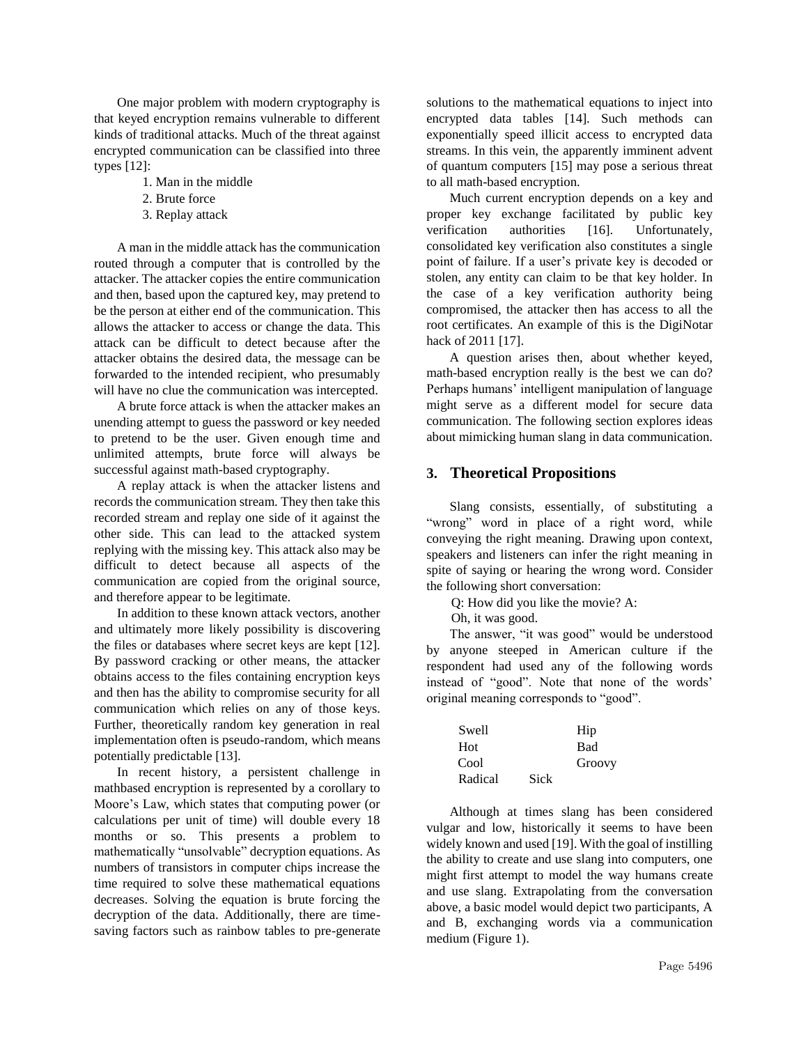One major problem with modern cryptography is that keyed encryption remains vulnerable to different kinds of traditional attacks. Much of the threat against encrypted communication can be classified into three types [12]:

1. Man in the middle
2. Brute force
3. Replay attack

A man in the middle attack has the communication routed through a computer that is controlled by the attacker. The attacker copies the entire communication and then, based upon the captured key, may pretend to be the person at either end of the communication. This allows the attacker to access or change the data. This attack can be difficult to detect because after the attacker obtains the desired data, the message can be forwarded to the intended recipient, who presumably will have no clue the communication was intercepted.

A brute force attack is when the attacker makes an unending attempt to guess the password or key needed to pretend to be the user. Given enough time and unlimited attempts, brute force will always be successful against math-based cryptography.

A replay attack is when the attacker listens and records the communication stream. They then take this recorded stream and replay one side of it against the other side. This can lead to the attacked system replying with the missing key. This attack also may be difficult to detect because all aspects of the communication are copied from the original source, and therefore appear to be legitimate.

In addition to these known attack vectors, another and ultimately more likely possibility is discovering the files or databases where secret keys are kept [12]. By password cracking or other means, the attacker obtains access to the files containing encryption keys and then has the ability to compromise security for all communication which relies on any of those keys. Further, theoretically random key generation in real implementation often is pseudo-random, which means potentially predictable [13].

In recent history, a persistent challenge in mathbased encryption is represented by a corollary to Moore's Law, which states that computing power (or calculations per unit of time) will double every 18 months or so. This presents a problem to mathematically "unsolvable" decryption equations. As numbers of transistors in computer chips increase the time required to solve these mathematical equations decreases. Solving the equation is brute forcing the decryption of the data. Additionally, there are time-saving factors such as rainbow tables to pre-generate solutions to the mathematical equations to inject into encrypted data tables [14]. Such methods can exponentially speed illicit access to encrypted data streams. In this vein, the apparently imminent advent of quantum computers [15] may pose a serious threat to all math-based encryption.

Much current encryption depends on a key and proper key exchange facilitated by public key verification authorities [16]. Unfortunately, consolidated key verification also constitutes a single point of failure. If a user's private key is decoded or stolen, any entity can claim to be that key holder. In the case of a key verification authority being compromised, the attacker then has access to all the root certificates. An example of this is the DigiNotar hack of 2011 [17].

A question arises then, about whether keyed, math-based encryption really is the best we can do? Perhaps humans' intelligent manipulation of language might serve as a different model for secure data communication. The following section explores ideas about mimicking human slang in data communication.

## 3. Theoretical Propositions

Slang consists, essentially, of substituting a "wrong" word in place of a right word, while conveying the right meaning. Drawing upon context, speakers and listeners can infer the right meaning in spite of saying or hearing the wrong word. Consider the following short conversation:

Q: How did you like the movie? A:

Oh, it was good.

The answer, "it was good" would be understood by anyone steeped in American culture if the respondent had used any of the following words instead of "good". Note that none of the words' original meaning corresponds to "good".

| | |
|---|---|
| Swell | Hip |
| Hot | Bad |
| Cool | Groovy |
| Radical | Sick |

Although at times slang has been considered vulgar and low, historically it seems to have been widely known and used [19]. With the goal of instilling the ability to create and use slang into computers, one might first attempt to model the way humans create and use slang. Extrapolating from the conversation above, a basic model would depict two participants, A and B, exchanging words via a communication medium (Figure 1).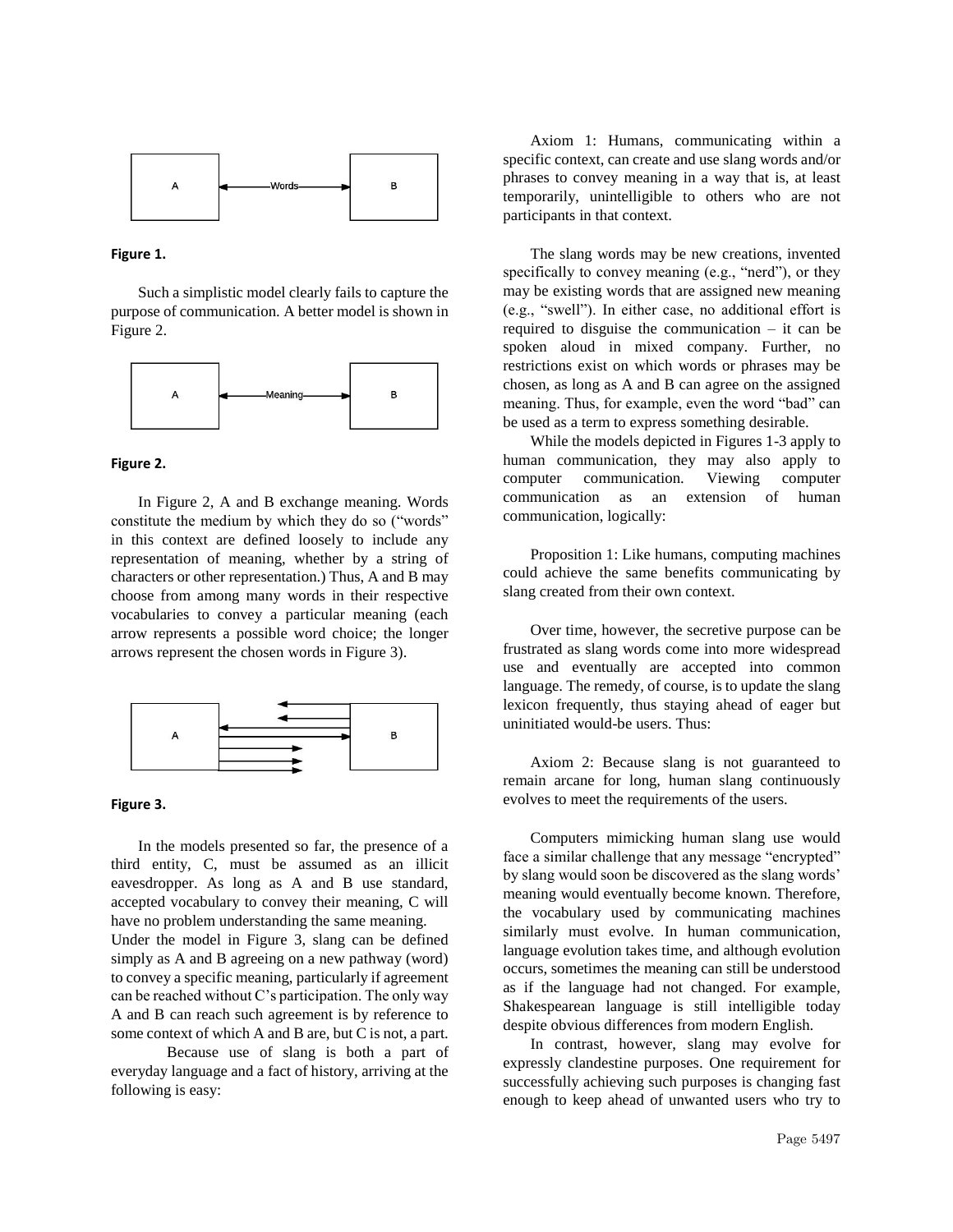**Figure 1.**

Such a simplistic model clearly fails to capture the purpose of communication. A better model is shown in Figure 2.

**Figure 2.**

In Figure 2, A and B exchange meaning. Words constitute the medium by which they do so ("words" in this context are defined loosely to include any representation of meaning, whether by a string of characters or other representation.) Thus, A and B may choose from among many words in their respective vocabularies to convey a particular meaning (each arrow represents a possible word choice; the longer arrows represent the chosen words in Figure 3).

**Figure 3.**

In the models presented so far, the presence of a third entity, C, must be assumed as an illicit eavesdropper. As long as A and B use standard, accepted vocabulary to convey their meaning, C will have no problem understanding the same meaning.

Under the model in Figure 3, slang can be defined simply as A and B agreeing on a new pathway (word) to convey a specific meaning, particularly if agreement can be reached without C's participation. The only way A and B can reach such agreement is by reference to some context of which A and B are, but C is not, a part.

Because use of slang is both a part of everyday language and a fact of history, arriving at the following is easy:

Axiom 1: Humans, communicating within a specific context, can create and use slang words and/or phrases to convey meaning in a way that is, at least temporarily, unintelligible to others who are not participants in that context.

The slang words may be new creations, invented specifically to convey meaning (e.g., "nerd"), or they may be existing words that are assigned new meaning (e.g., "swell"). In either case, no additional effort is required to disguise the communication – it can be spoken aloud in mixed company. Further, no restrictions exist on which words or phrases may be chosen, as long as A and B can agree on the assigned meaning. Thus, for example, even the word "bad" can be used as a term to express something desirable.

While the models depicted in Figures 1-3 apply to human communication, they may also apply to computer communication. Viewing computer communication as an extension of human communication, logically:

Proposition 1: Like humans, computing machines could achieve the same benefits communicating by slang created from their own context.

Over time, however, the secretive purpose can be frustrated as slang words come into more widespread use and eventually are accepted into common language. The remedy, of course, is to update the slang lexicon frequently, thus staying ahead of eager but uninitiated would-be users. Thus:

Axiom 2: Because slang is not guaranteed to remain arcane for long, human slang continuously evolves to meet the requirements of the users.

Computers mimicking human slang use would face a similar challenge that any message "encrypted" by slang would soon be discovered as the slang words' meaning would eventually become known. Therefore, the vocabulary used by communicating machines similarly must evolve. In human communication, language evolution takes time, and although evolution occurs, sometimes the meaning can still be understood as if the language had not changed. For example, Shakespearean language is still intelligible today despite obvious differences from modern English.

In contrast, however, slang may evolve for expressly clandestine purposes. One requirement for successfully achieving such purposes is changing fast enough to keep ahead of unwanted users who try to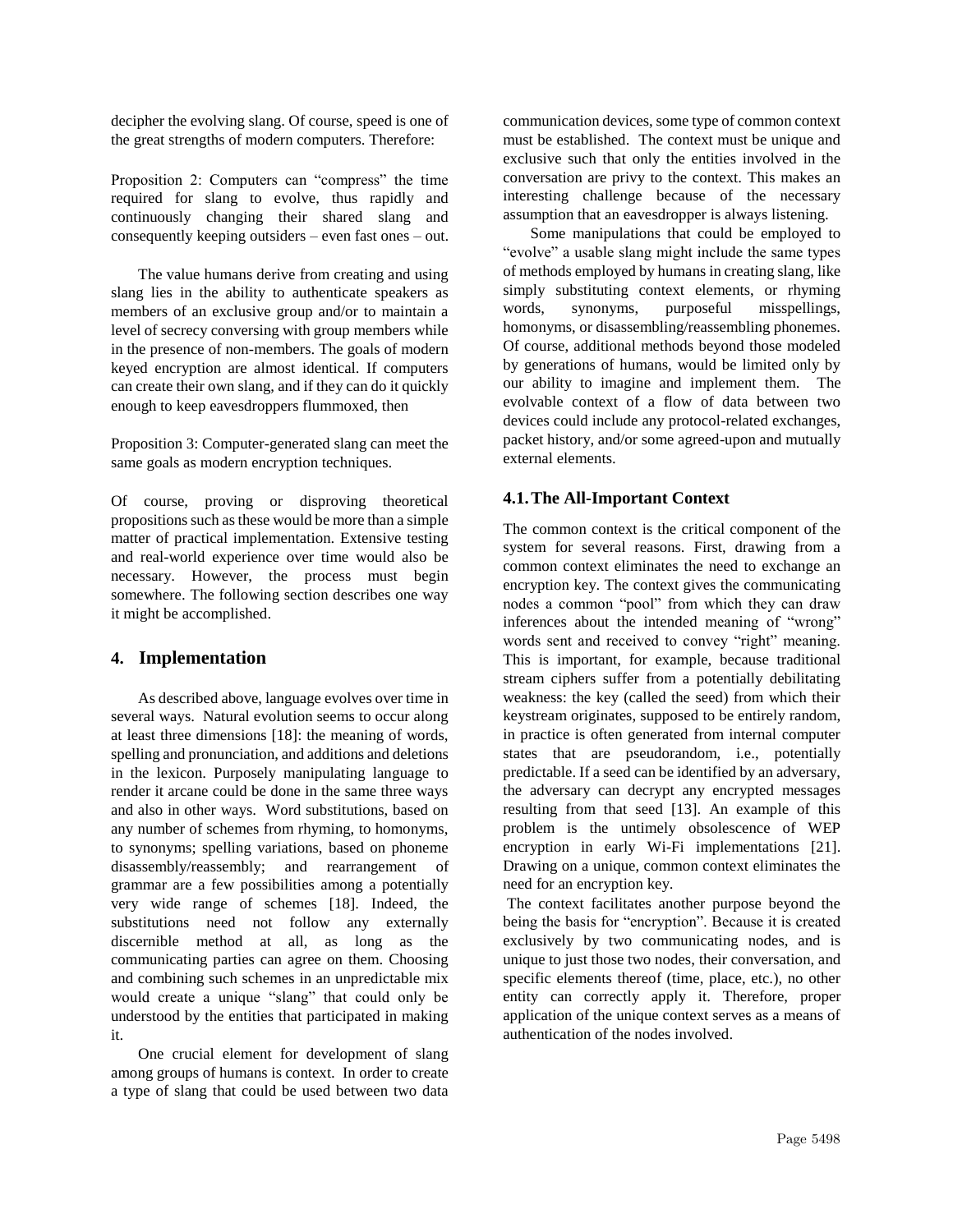decipher the evolving slang. Of course, speed is one of the great strengths of modern computers. Therefore:

Proposition 2: Computers can "compress" the time required for slang to evolve, thus rapidly and continuously changing their shared slang and consequently keeping outsiders – even fast ones – out.

The value humans derive from creating and using slang lies in the ability to authenticate speakers as members of an exclusive group and/or to maintain a level of secrecy conversing with group members while in the presence of non-members. The goals of modern keyed encryption are almost identical. If computers can create their own slang, and if they can do it quickly enough to keep eavesdroppers flummoxed, then

Proposition 3: Computer-generated slang can meet the same goals as modern encryption techniques.

Of course, proving or disproving theoretical propositions such as these would be more than a simple matter of practical implementation. Extensive testing and real-world experience over time would also be necessary. However, the process must begin somewhere. The following section describes one way it might be accomplished.

## 4. Implementation

As described above, language evolves over time in several ways. Natural evolution seems to occur along at least three dimensions [18]: the meaning of words, spelling and pronunciation, and additions and deletions in the lexicon. Purposely manipulating language to render it arcane could be done in the same three ways and also in other ways. Word substitutions, based on any number of schemes from rhyming, to homonyms, to synonyms; spelling variations, based on phoneme disassembly/reassembly; and rearrangement of grammar are a few possibilities among a potentially very wide range of schemes [18]. Indeed, the substitutions need not follow any externally discernible method at all, as long as the communicating parties can agree on them. Choosing and combining such schemes in an unpredictable mix would create a unique "slang" that could only be understood by the entities that participated in making it.

One crucial element for development of slang among groups of humans is context. In order to create a type of slang that could be used between two data communication devices, some type of common context must be established. The context must be unique and exclusive such that only the entities involved in the conversation are privy to the context. This makes an interesting challenge because of the necessary assumption that an eavesdropper is always listening.

Some manipulations that could be employed to "evolve" a usable slang might include the same types of methods employed by humans in creating slang, like simply substituting context elements, or rhyming words, synonyms, purposeful misspellings, homonyms, or disassembling/reassembling phonemes. Of course, additional methods beyond those modeled by generations of humans, would be limited only by our ability to imagine and implement them. The evolvable context of a flow of data between two devices could include any protocol-related exchanges, packet history, and/or some agreed-upon and mutually external elements.

### 4.1. The All-Important Context

The common context is the critical component of the system for several reasons. First, drawing from a common context eliminates the need to exchange an encryption key. The context gives the communicating nodes a common "pool" from which they can draw inferences about the intended meaning of "wrong" words sent and received to convey "right" meaning. This is important, for example, because traditional stream ciphers suffer from a potentially debilitating weakness: the key (called the seed) from which their keystream originates, supposed to be entirely random, in practice is often generated from internal computer states that are pseudorandom, i.e., potentially predictable. If a seed can be identified by an adversary, the adversary can decrypt any encrypted messages resulting from that seed [13]. An example of this problem is the untimely obsolescence of WEP encryption in early Wi-Fi implementations [21]. Drawing on a unique, common context eliminates the need for an encryption key.

The context facilitates another purpose beyond the being the basis for "encryption". Because it is created exclusively by two communicating nodes, and is unique to just those two nodes, their conversation, and specific elements thereof (time, place, etc.), no other entity can correctly apply it. Therefore, proper application of the unique context serves as a means of authentication of the nodes involved.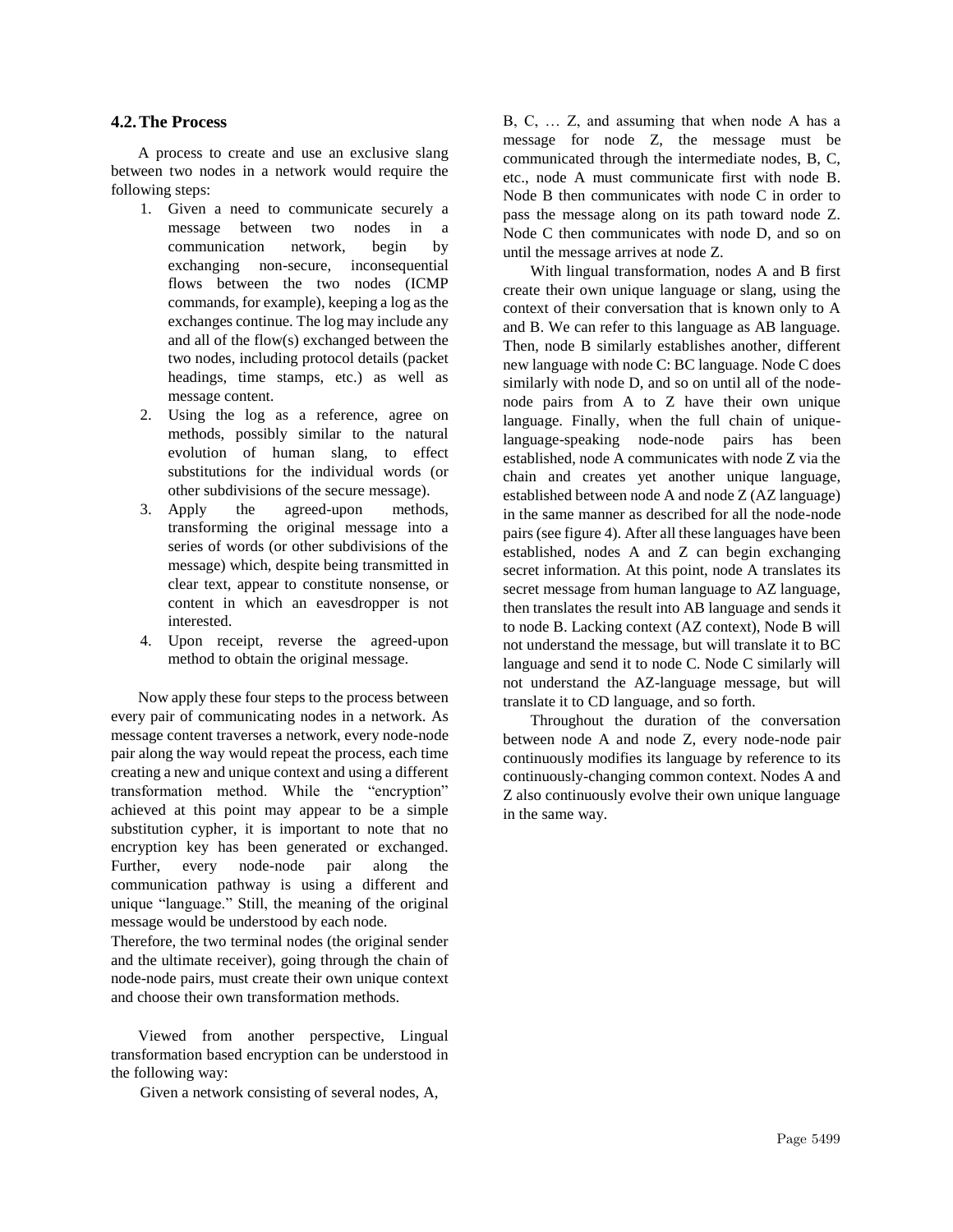### 4.2. The Process

A process to create and use an exclusive slang between two nodes in a network would require the following steps:

1. Given a need to communicate securely a message between two nodes in a communication network, begin by exchanging non-secure, inconsequential flows between the two nodes (ICMP commands, for example), keeping a log as the exchanges continue. The log may include any and all of the flow(s) exchanged between the two nodes, including protocol details (packet headings, time stamps, etc.) as well as message content.
2. Using the log as a reference, agree on methods, possibly similar to the natural evolution of human slang, to effect substitutions for the individual words (or other subdivisions of the secure message).
3. Apply the agreed-upon methods, transforming the original message into a series of words (or other subdivisions of the message) which, despite being transmitted in clear text, appear to constitute nonsense, or content in which an eavesdropper is not interested.
4. Upon receipt, reverse the agreed-upon method to obtain the original message.

Now apply these four steps to the process between every pair of communicating nodes in a network. As message content traverses a network, every node-node pair along the way would repeat the process, each time creating a new and unique context and using a different transformation method. While the "encryption" achieved at this point may appear to be a simple substitution cypher, it is important to note that no encryption key has been generated or exchanged. Further, every node-node pair along the communication pathway is using a different and unique "language." Still, the meaning of the original message would be understood by each node.

Therefore, the two terminal nodes (the original sender and the ultimate receiver), going through the chain of node-node pairs, must create their own unique context and choose their own transformation methods.

Viewed from another perspective, Lingual transformation based encryption can be understood in the following way:

Given a network consisting of several nodes, A, B, C, … Z, and assuming that when node A has a message for node Z, the message must be communicated through the intermediate nodes, B, C, etc., node A must communicate first with node B. Node B then communicates with node C in order to pass the message along on its path toward node Z. Node C then communicates with node D, and so on until the message arrives at node Z.

With lingual transformation, nodes A and B first create their own unique language or slang, using the context of their conversation that is known only to A and B. We can refer to this language as AB language. Then, node B similarly establishes another, different new language with node C: BC language. Node C does similarly with node D, and so on until all of the node-node pairs from A to Z have their own unique language. Finally, when the full chain of unique-language-speaking node-node pairs has been established, node A communicates with node Z via the chain and creates yet another unique language, established between node A and node Z (AZ language) in the same manner as described for all the node-node pairs (see figure 4). After all these languages have been established, nodes A and Z can begin exchanging secret information. At this point, node A translates its secret message from human language to AZ language, then translates the result into AB language and sends it to node B. Lacking context (AZ context), Node B will not understand the message, but will translate it to BC language and send it to node C. Node C similarly will not understand the AZ-language message, but will translate it to CD language, and so forth.

Throughout the duration of the conversation between node A and node Z, every node-node pair continuously modifies its language by reference to its continuously-changing common context. Nodes A and Z also continuously evolve their own unique language in the same way.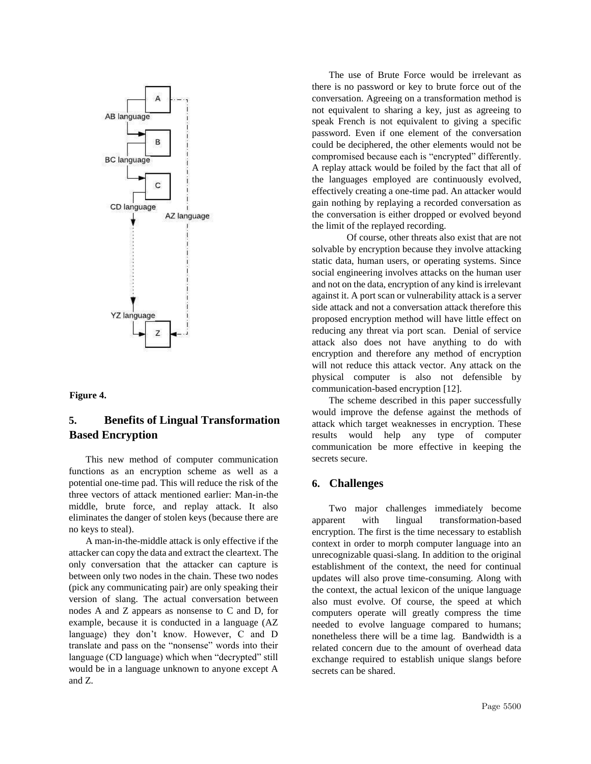Figure 4.

## 5. Benefits of Lingual Transformation Based Encryption

This new method of computer communication functions as an encryption scheme as well as a potential one-time pad. This will reduce the risk of the three vectors of attack mentioned earlier: Man-in-the middle, brute force, and replay attack. It also eliminates the danger of stolen keys (because there are no keys to steal).

A man-in-the-middle attack is only effective if the attacker can copy the data and extract the cleartext. The only conversation that the attacker can capture is between only two nodes in the chain. These two nodes (pick any communicating pair) are only speaking their version of slang. The actual conversation between nodes A and Z appears as nonsense to C and D, for example, because it is conducted in a language (AZ language) they don't know. However, C and D translate and pass on the "nonsense" words into their language (CD language) which when "decrypted" still would be in a language unknown to anyone except A and Z.

The use of Brute Force would be irrelevant as there is no password or key to brute force out of the conversation. Agreeing on a transformation method is not equivalent to sharing a key, just as agreeing to speak French is not equivalent to giving a specific password. Even if one element of the conversation could be deciphered, the other elements would not be compromised because each is "encrypted" differently. A replay attack would be foiled by the fact that all of the languages employed are continuously evolved, effectively creating a one-time pad. An attacker would gain nothing by replaying a recorded conversation as the conversation is either dropped or evolved beyond the limit of the replayed recording.

Of course, other threats also exist that are not solvable by encryption because they involve attacking static data, human users, or operating systems. Since social engineering involves attacks on the human user and not on the data, encryption of any kind is irrelevant against it. A port scan or vulnerability attack is a server side attack and not a conversation attack therefore this proposed encryption method will have little effect on reducing any threat via port scan. Denial of service attack also does not have anything to do with encryption and therefore any method of encryption will not reduce this attack vector. Any attack on the physical computer is also not defensible by communication-based encryption [12].

The scheme described in this paper successfully would improve the defense against the methods of attack which target weaknesses in encryption. These results would help any type of computer communication be more effective in keeping the secrets secure.

## 6. Challenges

Two major challenges immediately become apparent with lingual transformation-based encryption. The first is the time necessary to establish context in order to morph computer language into an unrecognizable quasi-slang. In addition to the original establishment of the context, the need for continual updates will also prove time-consuming. Along with the context, the actual lexicon of the unique language also must evolve. Of course, the speed at which computers operate will greatly compress the time needed to evolve language compared to humans; nonetheless there will be a time lag. Bandwidth is a related concern due to the amount of overhead data exchange required to establish unique slangs before secrets can be shared.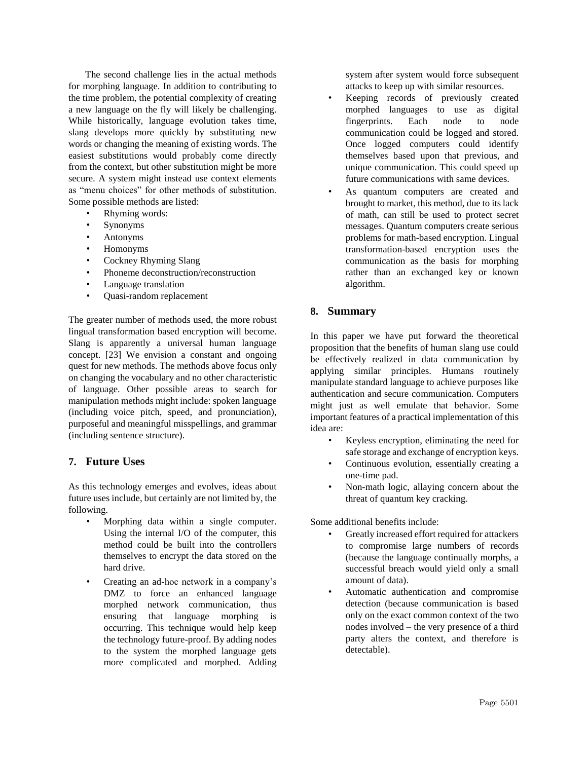The second challenge lies in the actual methods for morphing language. In addition to contributing to the time problem, the potential complexity of creating a new language on the fly will likely be challenging. While historically, language evolution takes time, slang develops more quickly by substituting new words or changing the meaning of existing words. The easiest substitutions would probably come directly from the context, but other substitution might be more secure. A system might instead use context elements as "menu choices" for other methods of substitution. Some possible methods are listed:

- Rhyming words:
- Synonyms
- Antonyms
- Homonyms
- Cockney Rhyming Slang
- Phoneme deconstruction/reconstruction
- Language translation
- Quasi-random replacement

The greater number of methods used, the more robust lingual transformation based encryption will become. Slang is apparently a universal human language concept. [23] We envision a constant and ongoing quest for new methods. The methods above focus only on changing the vocabulary and no other characteristic of language. Other possible areas to search for manipulation methods might include: spoken language (including voice pitch, speed, and pronunciation), purposeful and meaningful misspellings, and grammar (including sentence structure).

## 7. Future Uses

As this technology emerges and evolves, ideas about future uses include, but certainly are not limited by, the following.

- Morphing data within a single computer. Using the internal I/O of the computer, this method could be built into the controllers themselves to encrypt the data stored on the hard drive.
- Creating an ad-hoc network in a company's DMZ to force an enhanced language morphed network communication, thus ensuring that language morphing is occurring. This technique would help keep the technology future-proof. By adding nodes to the system the morphed language gets more complicated and morphed. Adding system after system would force subsequent attacks to keep up with similar resources.
- Keeping records of previously created morphed languages to use as digital fingerprints. Each node to node communication could be logged and stored. Once logged computers could identify themselves based upon that previous, and unique communication. This could speed up future communications with same devices.
- As quantum computers are created and brought to market, this method, due to its lack of math, can still be used to protect secret messages. Quantum computers create serious problems for math-based encryption. Lingual transformation-based encryption uses the communication as the basis for morphing rather than an exchanged key or known algorithm.

## 8. Summary

In this paper we have put forward the theoretical proposition that the benefits of human slang use could be effectively realized in data communication by applying similar principles. Humans routinely manipulate standard language to achieve purposes like authentication and secure communication. Computers might just as well emulate that behavior. Some important features of a practical implementation of this idea are:

- Keyless encryption, eliminating the need for safe storage and exchange of encryption keys.
- Continuous evolution, essentially creating a one-time pad.
- Non-math logic, allaying concern about the threat of quantum key cracking.

Some additional benefits include:

- Greatly increased effort required for attackers to compromise large numbers of records (because the language continually morphs, a successful breach would yield only a small amount of data).
- Automatic authentication and compromise detection (because communication is based only on the exact common context of the two nodes involved – the very presence of a third party alters the context, and therefore is detectable).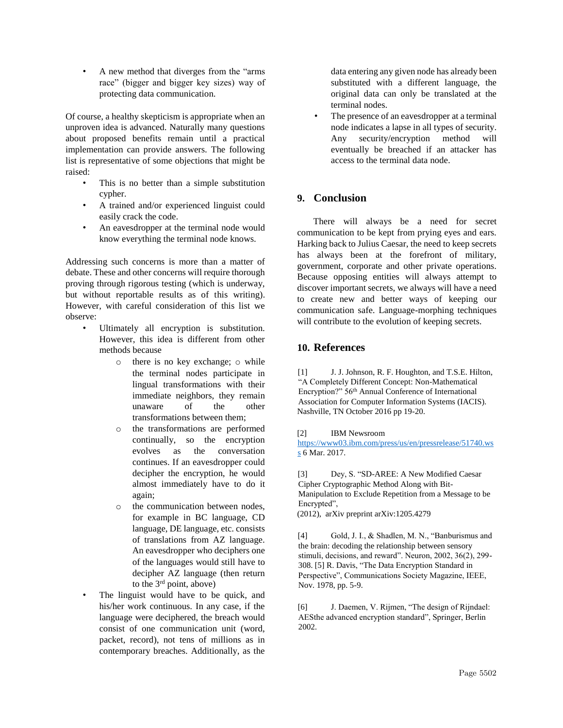- A new method that diverges from the “arms race” (bigger and bigger key sizes) way of protecting data communication.

Of course, a healthy skepticism is appropriate when an unproven idea is advanced. Naturally many questions about proposed benefits remain until a practical implementation can provide answers. The following list is representative of some objections that might be raised:

- This is no better than a simple substitution cypher.
- A trained and/or experienced linguist could easily crack the code.
- An eavesdropper at the terminal node would know everything the terminal node knows.

Addressing such concerns is more than a matter of debate. These and other concerns will require thorough proving through rigorous testing (which is underway, but without reportable results as of this writing). However, with careful consideration of this list we observe:

- Ultimately all encryption is substitution. However, this idea is different from other methods because
  - there is no key exchange;
  - while the terminal nodes participate in lingual transformations with their immediate neighbors, they remain unaware of the other transformations between them;
  - the transformations are performed continually, so the encryption evolves as the conversation continues. If an eavesdropper could decipher the encryption, he would almost immediately have to do it again;
  - the communication between nodes, for example in BC language, CD language, DE language, etc. consists of translations from AZ language. An eavesdropper who deciphers one of the languages would still have to decipher AZ language (then return to the 3rd point, above)
- The linguist would have to be quick, and his/her work continuous. In any case, if the language were deciphered, the breach would consist of one communication unit (word, packet, record), not tens of millions as in contemporary breaches. Additionally, as the data entering any given node has already been substituted with a different language, the original data can only be translated at the terminal nodes.
- The presence of an eavesdropper at a terminal node indicates a lapse in all types of security. Any security/encryption method will eventually be breached if an attacker has access to the terminal data node.

## 9. Conclusion

There will always be a need for secret communication to be kept from prying eyes and ears. Harking back to Julius Caesar, the need to keep secrets has always been at the forefront of military, government, corporate and other private operations. Because opposing entities will always attempt to discover important secrets, we always will have a need to create new and better ways of keeping our communication safe. Language-morphing techniques will contribute to the evolution of keeping secrets.

## 10. References

[1] J. J. Johnson, R. F. Houghton, and T.S.E. Hilton, “A Completely Different Concept: Non-Mathematical Encryption?” 56th Annual Conference of International Association for Computer Information Systems (IACIS). Nashville, TN October 2016 pp 19-20.

[2] IBM Newsroom https://www03.ibm.com/press/us/en/pressrelease/51740.wss 6 Mar. 2017.

[3] Dey, S. “SD-AREE: A New Modified Caesar Cipher Cryptographic Method Along with Bit-Manipulation to Exclude Repetition from a Message to be Encrypted”, (2012), arXiv preprint arXiv:1205.4279

[4] Gold, J. I., & Shadlen, M. N., “Banburismus and the brain: decoding the relationship between sensory stimuli, decisions, and reward”. Neuron, 2002, 36(2), 299-308. [5] R. Davis, “The Data Encryption Standard in Perspective”, Communications Society Magazine, IEEE, Nov. 1978, pp. 5-9.

[6] J. Daemen, V. Rijmen, “The design of Rijndael: AESthe advanced encryption standard”, Springer, Berlin 2002.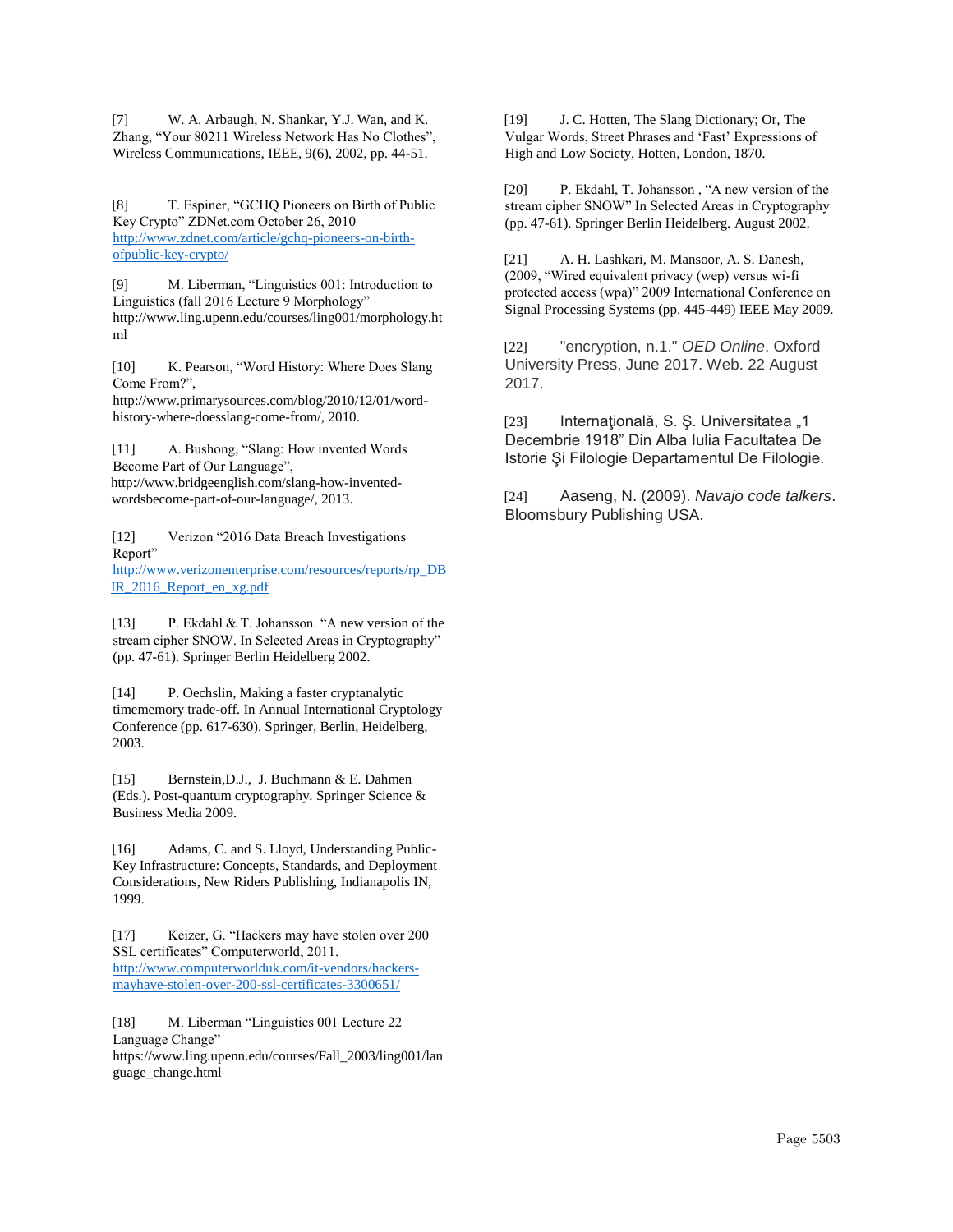[7] W. A. Arbaugh, N. Shankar, Y.J. Wan, and K. Zhang, "Your 80211 Wireless Network Has No Clothes", Wireless Communications, IEEE, 9(6), 2002, pp. 44-51.

[8] T. Espiner, "GCHQ Pioneers on Birth of Public Key Crypto" ZDNet.com October 26, 2010 http://www.zdnet.com/article/gchq-pioneers-on-birth-ofpublic-key-crypto/

[9] M. Liberman, "Linguistics 001: Introduction to Linguistics (fall 2016 Lecture 9 Morphology" http://www.ling.upenn.edu/courses/ling001/morphology.html

[10] K. Pearson, "Word History: Where Does Slang Come From?", http://www.primarysources.com/blog/2010/12/01/word-history-where-doesslang-come-from/, 2010.

[11] A. Bushong, "Slang: How invented Words Become Part of Our Language", http://www.bridgeenglish.com/slang-how-invented-wordsbecome-part-of-our-language/, 2013.

[12] Verizon "2016 Data Breach Investigations Report" http://www.verizonenterprise.com/resources/reports/rp_DBIR_2016_Report_en_xg.pdf

[13] P. Ekdahl & T. Johansson. "A new version of the stream cipher SNOW. In Selected Areas in Cryptography" (pp. 47-61). Springer Berlin Heidelberg 2002.

[14] P. Oechslin, Making a faster cryptanalytic timememory trade-off. In Annual International Cryptology Conference (pp. 617-630). Springer, Berlin, Heidelberg, 2003.

[15] Bernstein,D.J., J. Buchmann & E. Dahmen (Eds.). Post-quantum cryptography. Springer Science & Business Media 2009.

[16] Adams, C. and S. Lloyd, Understanding Public-Key Infrastructure: Concepts, Standards, and Deployment Considerations, New Riders Publishing, Indianapolis IN, 1999.

[17] Keizer, G. "Hackers may have stolen over 200 SSL certificates" Computerworld, 2011. http://www.computerworlduk.com/it-vendors/hackers-mayhave-stolen-over-200-ssl-certificates-3300651/

[18] M. Liberman "Linguistics 001 Lecture 22 Language Change" https://www.ling.upenn.edu/courses/Fall_2003/ling001/language_change.html

[19] J. C. Hotten, The Slang Dictionary; Or, The Vulgar Words, Street Phrases and 'Fast' Expressions of High and Low Society, Hotten, London, 1870.

[20] P. Ekdahl, T. Johansson , "A new version of the stream cipher SNOW" In Selected Areas in Cryptography (pp. 47-61). Springer Berlin Heidelberg. August 2002.

[21] A. H. Lashkari, M. Mansoor, A. S. Danesh, (2009, "Wired equivalent privacy (wep) versus wi-fi protected access (wpa)" 2009 International Conference on Signal Processing Systems (pp. 445-449) IEEE May 2009.

[22] "encryption, n.1." *OED Online*. Oxford University Press, June 2017. Web. 22 August 2017.

[23] Internaţională, S. Ş. Universitatea „1 Decembrie 1918" Din Alba Iulia Facultatea De Istorie Şi Filologie Departamentul De Filologie.

[24] Aaseng, N. (2009). *Navajo code talkers*. Bloomsbury Publishing USA.